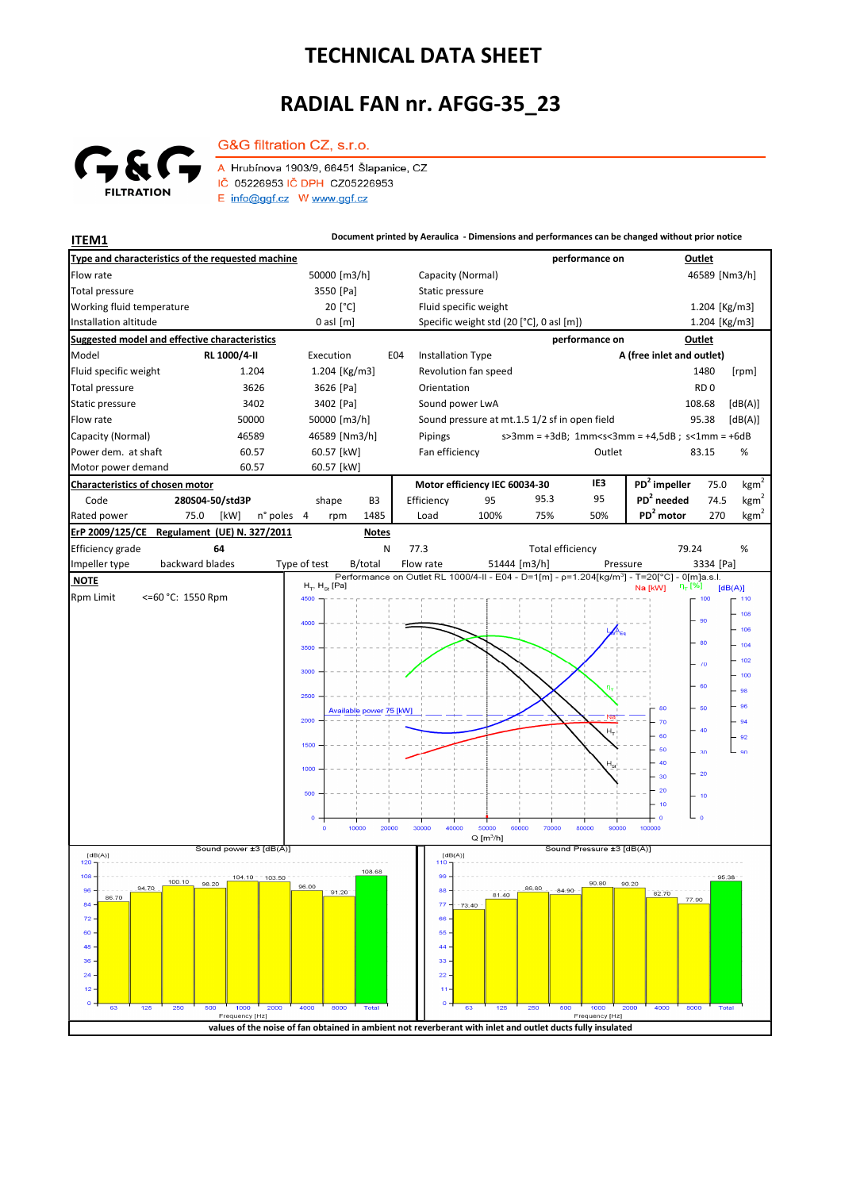# TECHNICAL DATA SHEET

# RADIAL FAN nr. AFGG-35_23

G&G FILTRATION

**G&G filtration CZ, s.r.o.**

A Hrubínova 1903/9, 66451 Šlapanice, CZ
IČ 05226953 IČ DPH CZ05226953
E info@ggf.cz W www.ggf.cz

**ITEM1**

**Document printed by Aeraulica - Dimensions and performances can be changed without prior notice**

| **Type and characteristics of the requested machine** | | | | **performance on** | **Outlet** |
|---|---|---|---|---|---|
| Flow rate | 50000 [m3/h] | | Capacity (Normal) | | 46589 [Nm3/h] |
| Total pressure | 3550 [Pa] | | Static pressure | | |
| Working fluid temperature | 20 [°C] | | Fluid specific weight | | 1.204 [Kg/m3] |
| Installation altitude | 0 asl [m] | | Specific weight std (20 [°C], 0 asl [m]) | | 1.204 [Kg/m3] |

| **Suggested model and effective characteristics** | | | | **performance on** | **Outlet** |
|---|---|---|---|---|---|
| Model | **RL 1000/4-II** | Execution E04 | Installation Type | **A (free inlet and outlet)** | |
| Fluid specific weight | 1.204 | 1.204 [Kg/m3] | Revolution fan speed | 1480 | [rpm] |
| Total pressure | 3626 | 3626 [Pa] | Orientation | RD 0 | |
| Static pressure | 3402 | 3402 [Pa] | Sound power LwA | 108.68 | [dB(A)] |
| Flow rate | 50000 | 50000 [m3/h] | Sound pressure at mt.1.5 1/2 sf in open field | 95.38 | [dB(A)] |
| Capacity (Normal) | 46589 | 46589 [Nm3/h] | Pipings | s>3mm = +3dB; 1mm<s<3mm = +4,5dB ; s<1mm = +6dB | |
| Power dem. at shaft | 60.57 | 60.57 [kW] | Fan efficiency | Outlet 83.15 | % |
| Motor power demand | 60.57 | 60.57 [kW] | | | |

| **Characteristics of chosen motor** | | | | **Motor efficiency IEC 60034-30** | | | IE3 | | | |
|---|---|---|---|---|---|---|---|---|---|---|
| Code | 280S04-50/std3P | shape | B3 | Efficiency | 95 | 95.3 | 95 | $PD^2$ impeller | 75.0 | $kgm^2$ |
| Rated power | 75.0 [kW] | n° poles 4 | rpm 1485 | Load | 100% | 75% | 50% | $PD^2$ needed | 74.5 | $kgm^2$ |
| | | | | | | | | $PD^2$ motor | 270 | $kgm^2$ |

| **ErP 2009/125/CE Regulament (UE) N. 327/2011** | | **Notes** | | | |
|---|---|---|---|---|---|
| Efficiency grade | 64 | N | 77.3 | Total efficiency | 79.24 % |
| Impeller type | backward blades | Type of test | B/total | Flow rate 51444 [m3/h] | Pressure 3334 [Pa] |

**NOTE**

Rpm Limit <=60 °C: 1550 Rpm

Performance on Outlet RL 1000/4-II - E04 - D=1[m] - ρ=1.204[kg/m³] - T=20[°C] - 0[m]a.s.l.

Available power 75 [kW]

Sound power ±3 [dB(A)]

| Frequency [Hz] | 63 | 125 | 250 | 500 | 1000 | 2000 | 4000 | 8000 | Total |
|---|---|---|---|---|---|---|---|---|---|
| dB(A) | 86.70 | 94.70 | 100.10 | 98.20 | 104.10 | 103.50 | 96.00 | 91.20 | 108.68 |

Sound Pressure ±3 [dB(A)]

| Frequency [Hz] | 63 | 125 | 250 | 500 | 1000 | 2000 | 4000 | 8000 | Total |
|---|---|---|---|---|---|---|---|---|---|
| dB(A) | 73.40 | 81.40 | 86.80 | 84.90 | 90.80 | 90.20 | 82.70 | 77.90 | 95.38 |

**values of the noise of fan obtained in ambient not reverberant with inlet and outlet ducts fully insulated**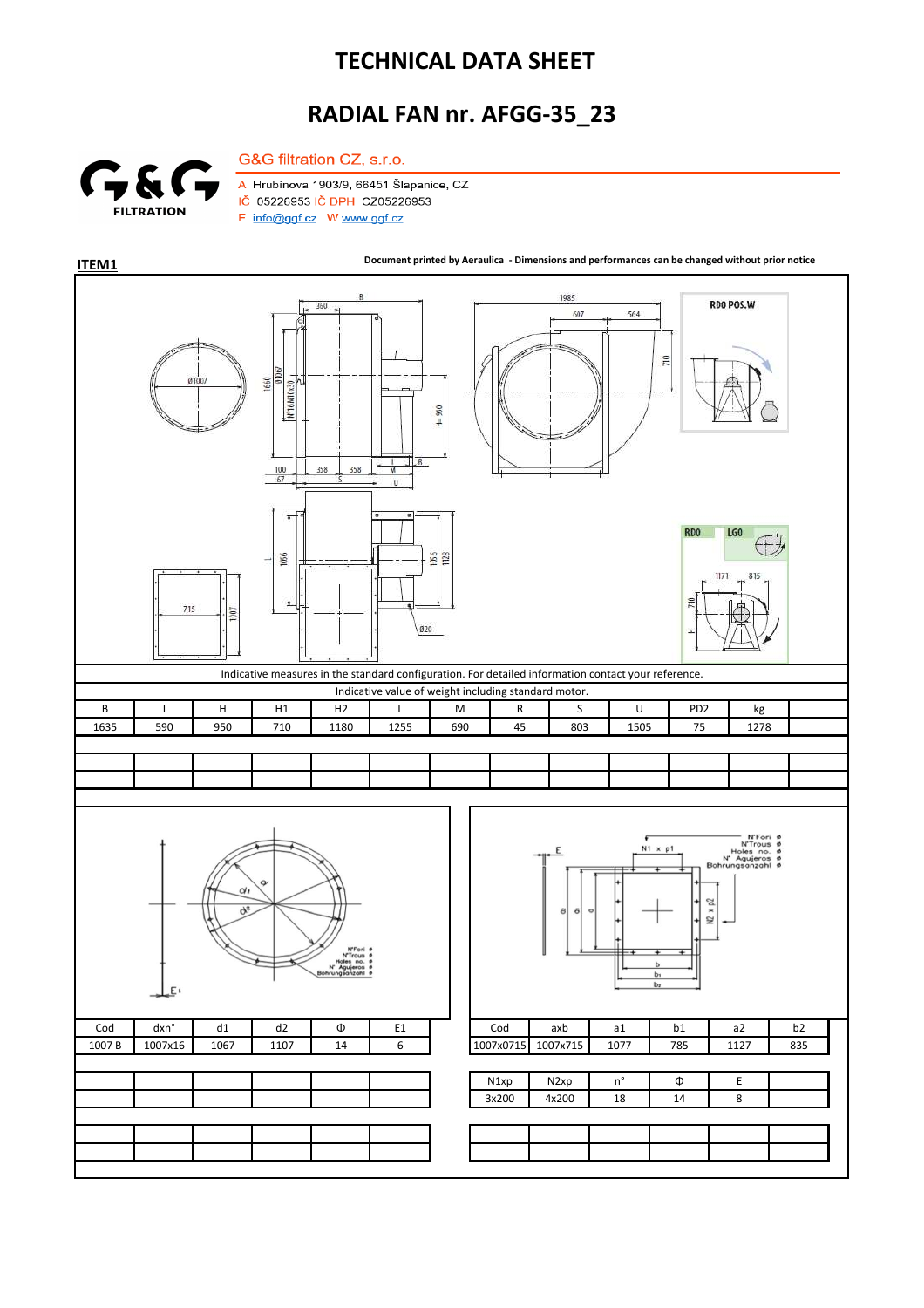# TECHNICAL DATA SHEET

# RADIAL FAN nr. AFGG-35_23

G&G filtration CZ, s.r.o.

A Hrubínova 1903/9, 66451 Šlapanice, CZ
IČ 05226953 IČ DPH CZ05226953
E info@ggf.cz W www.ggf.cz

**ITEM1**

**Document printed by Aeraulica - Dimensions and performances can be changed without prior notice**

Indicative measures in the standard configuration. For detailed information contact your reference.

Indicative value of weight including standard motor.

| B | I | H | H1 | H2 | L | M | R | S | U | PD2 | kg |
|---|---|---|---|---|---|---|---|---|---|---|---|
| 1635 | 590 | 950 | 710 | 1180 | 1255 | 690 | 45 | 803 | 1505 | 75 | 1278 |

| Cod | dxn° | d1 | d2 | Φ | E1 |
|---|---|---|---|---|---|
| 1007 B | 1007x16 | 1067 | 1107 | 14 | 6 |

| Cod | axb | a1 | b1 | a2 | b2 |
|---|---|---|---|---|---|
| 1007x0715 | 1007x715 | 1077 | 785 | 1127 | 835 |

| N1xp | N2xp | n° | Φ | E |
|---|---|---|---|---|
| 3x200 | 4x200 | 18 | 14 | 8 |